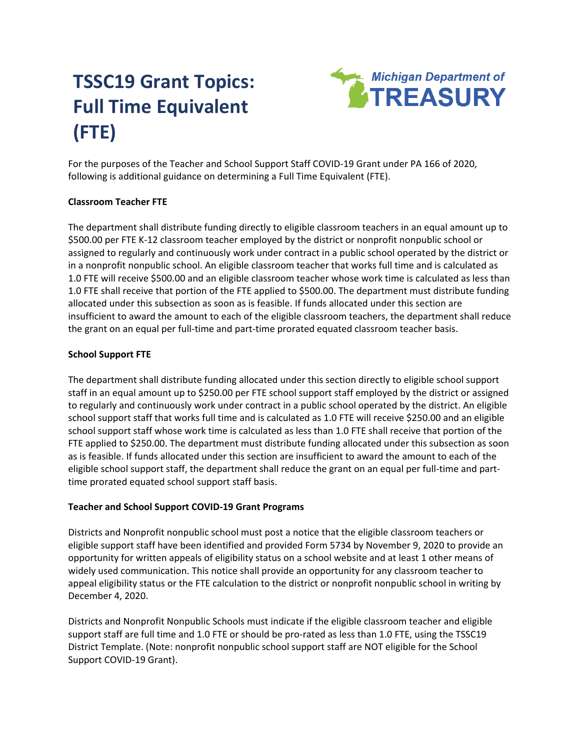# TSSC19 Grant Topics: Full Time Equivalent (FTE)

Michigan Department of TREASURY

For the purposes of the Teacher and School Support Staff COVID-19 Grant under PA 166 of 2020, following is additional guidance on determining a Full Time Equivalent (FTE).

**Classroom Teacher FTE**

The department shall distribute funding directly to eligible classroom teachers in an equal amount up to $500.00 per FTE K-12 classroom teacher employed by the district or nonprofit nonpublic school or assigned to regularly and continuously work under contract in a public school operated by the district or in a nonprofit nonpublic school. An eligible classroom teacher that works full time and is calculated as 1.0 FTE will receive $500.00 and an eligible classroom teacher whose work time is calculated as less than 1.0 FTE shall receive that portion of the FTE applied to $500.00. The department must distribute funding allocated under this subsection as soon as is feasible. If funds allocated under this section are insufficient to award the amount to each of the eligible classroom teachers, the department shall reduce the grant on an equal per full-time and part-time prorated equated classroom teacher basis.

**School Support FTE**

The department shall distribute funding allocated under this section directly to eligible school support staff in an equal amount up to $250.00 per FTE school support staff employed by the district or assigned to regularly and continuously work under contract in a public school operated by the district. An eligible school support staff that works full time and is calculated as 1.0 FTE will receive $250.00 and an eligible school support staff whose work time is calculated as less than 1.0 FTE shall receive that portion of the FTE applied to $250.00. The department must distribute funding allocated under this subsection as soon as is feasible. If funds allocated under this section are insufficient to award the amount to each of the eligible school support staff, the department shall reduce the grant on an equal per full-time and part-time prorated equated school support staff basis.

**Teacher and School Support COVID-19 Grant Programs**

Districts and Nonprofit nonpublic school must post a notice that the eligible classroom teachers or eligible support staff have been identified and provided Form 5734 by November 9, 2020 to provide an opportunity for written appeals of eligibility status on a school website and at least 1 other means of widely used communication. This notice shall provide an opportunity for any classroom teacher to appeal eligibility status or the FTE calculation to the district or nonprofit nonpublic school in writing by December 4, 2020.

Districts and Nonprofit Nonpublic Schools must indicate if the eligible classroom teacher and eligible support staff are full time and 1.0 FTE or should be pro-rated as less than 1.0 FTE, using the TSSC19 District Template. (Note: nonprofit nonpublic school support staff are NOT eligible for the School Support COVID-19 Grant).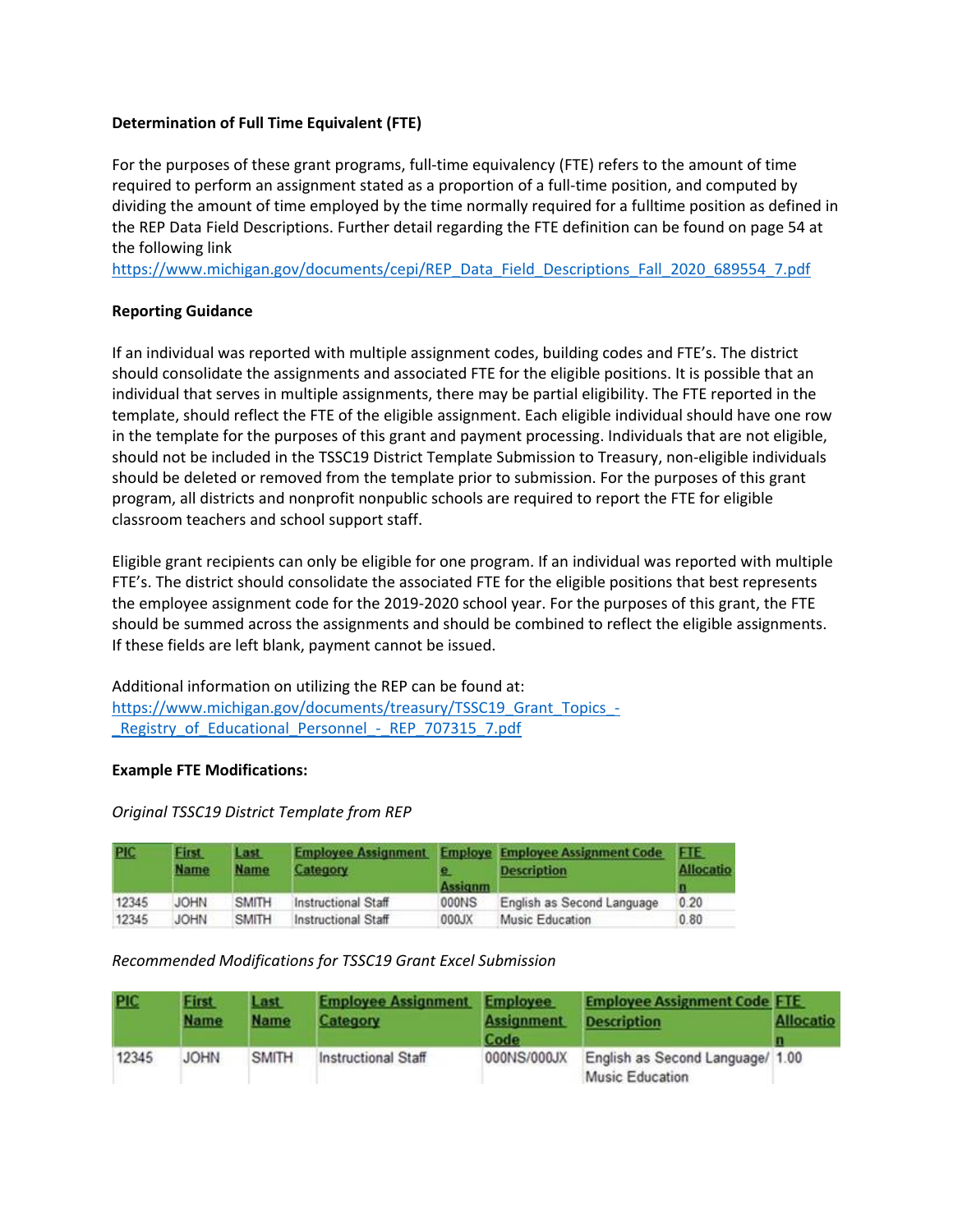**Determination of Full Time Equivalent (FTE)**

For the purposes of these grant programs, full-time equivalency (FTE) refers to the amount of time required to perform an assignment stated as a proportion of a full-time position, and computed by dividing the amount of time employed by the time normally required for a fulltime position as defined in the REP Data Field Descriptions. Further detail regarding the FTE definition can be found on page 54 at the following link https://www.michigan.gov/documents/cepi/REP_Data_Field_Descriptions_Fall_2020_689554_7.pdf

**Reporting Guidance**

If an individual was reported with multiple assignment codes, building codes and FTE's. The district should consolidate the assignments and associated FTE for the eligible positions. It is possible that an individual that serves in multiple assignments, there may be partial eligibility. The FTE reported in the template, should reflect the FTE of the eligible assignment. Each eligible individual should have one row in the template for the purposes of this grant and payment processing. Individuals that are not eligible, should not be included in the TSSC19 District Template Submission to Treasury, non-eligible individuals should be deleted or removed from the template prior to submission. For the purposes of this grant program, all districts and nonprofit nonpublic schools are required to report the FTE for eligible classroom teachers and school support staff.

Eligible grant recipients can only be eligible for one program. If an individual was reported with multiple FTE's. The district should consolidate the associated FTE for the eligible positions that best represents the employee assignment code for the 2019-2020 school year. For the purposes of this grant, the FTE should be summed across the assignments and should be combined to reflect the eligible assignments. If these fields are left blank, payment cannot be issued.

Additional information on utilizing the REP can be found at: https://www.michigan.gov/documents/treasury/TSSC19_Grant_Topics_-_Registry_of_Educational_Personnel_-_REP_707315_7.pdf

**Example FTE Modifications:**

*Original TSSC19 District Template from REP*

| PIC | First Name | Last Name | Employee Assignment Category | Employee Assignm | Employee Assignment Code Description | FTE Allocation |
|---|---|---|---|---|---|---|
| 12345 | JOHN | SMITH | Instructional Staff | 000NS | English as Second Language | 0.20 |
| 12345 | JOHN | SMITH | Instructional Staff | 000JX | Music Education | 0.80 |

*Recommended Modifications for TSSC19 Grant Excel Submission*

| PIC | First Name | Last Name | Employee Assignment Category | Employee Assignment Code | Employee Assignment Code Description | FTE Allocation |
|---|---|---|---|---|---|---|
| 12345 | JOHN | SMITH | Instructional Staff | 000NS/000JX | English as Second Language/ Music Education | 1.00 |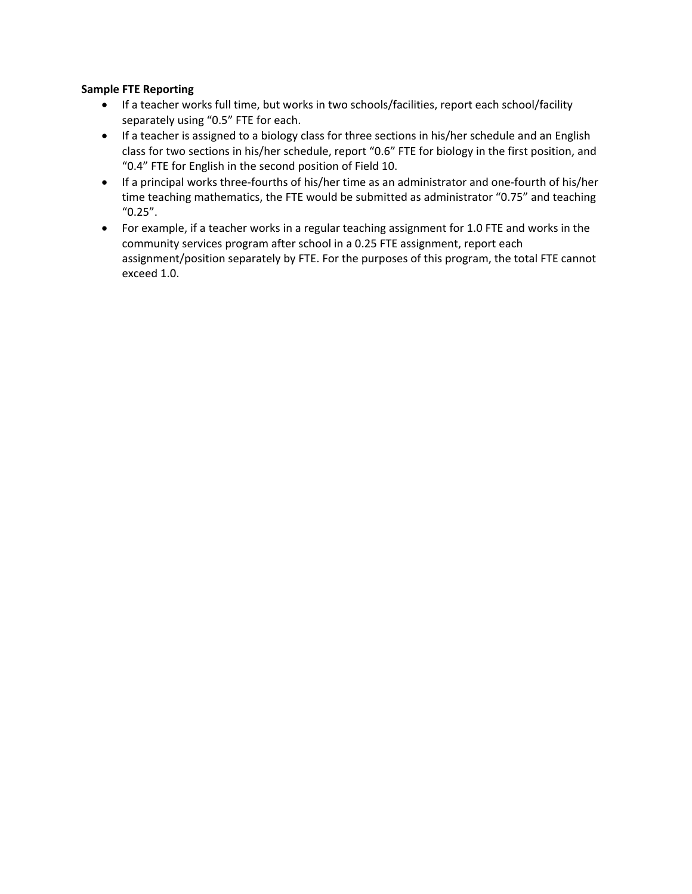**Sample FTE Reporting**

- If a teacher works full time, but works in two schools/facilities, report each school/facility separately using “0.5” FTE for each.
- If a teacher is assigned to a biology class for three sections in his/her schedule and an English class for two sections in his/her schedule, report “0.6” FTE for biology in the first position, and “0.4” FTE for English in the second position of Field 10.
- If a principal works three-fourths of his/her time as an administrator and one-fourth of his/her time teaching mathematics, the FTE would be submitted as administrator “0.75” and teaching “0.25”.
- For example, if a teacher works in a regular teaching assignment for 1.0 FTE and works in the community services program after school in a 0.25 FTE assignment, report each assignment/position separately by FTE. For the purposes of this program, the total FTE cannot exceed 1.0.